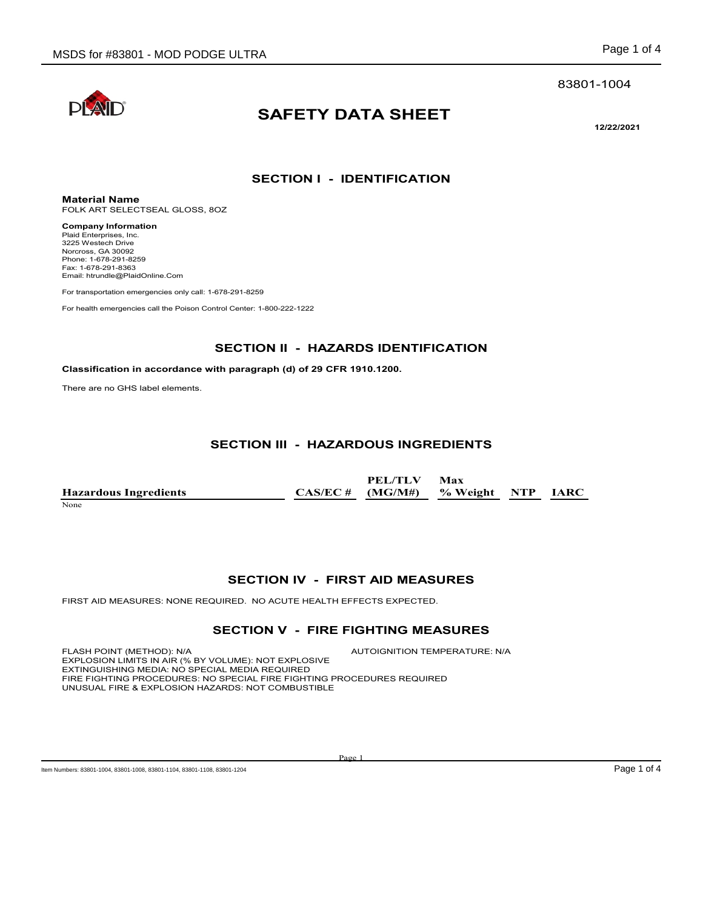83801-1004

# SAFETY DATA SHEET

**12/22/2021**

## SECTION I - IDENTIFICATION

**Material Name**
FOLK ART SELECTSEAL GLOSS, 8OZ

**Company Information**
Plaid Enterprises, Inc.
3225 Westech Drive
Norcross, GA 30092
Phone: 1-678-291-8259
Fax: 1-678-291-8363
Email: htrundle@PlaidOnline.Com

For transportation emergencies only call: 1-678-291-8259

For health emergencies call the Poison Control Center: 1-800-222-1222

## SECTION II - HAZARDS IDENTIFICATION

**Classification in accordance with paragraph (d) of 29 CFR 1910.1200.**

There are no GHS label elements.

## SECTION III - HAZARDOUS INGREDIENTS

| Hazardous Ingredients | CAS/EC # | PEL/TLV (MG/M#) | Max % Weight | NTP | IARC |
|---|---|---|---|---|---|
| None | | | | | |

## SECTION IV - FIRST AID MEASURES

FIRST AID MEASURES: NONE REQUIRED. NO ACUTE HEALTH EFFECTS EXPECTED.

## SECTION V - FIRE FIGHTING MEASURES

FLASH POINT (METHOD): N/A
AUTOIGNITION TEMPERATURE: N/A
EXPLOSION LIMITS IN AIR (% BY VOLUME): NOT EXPLOSIVE
EXTINGUISHING MEDIA: NO SPECIAL MEDIA REQUIRED
FIRE FIGHTING PROCEDURES: NO SPECIAL FIRE FIGHTING PROCEDURES REQUIRED
UNUSUAL FIRE & EXPLOSION HAZARDS: NOT COMBUSTIBLE

Item Numbers: 83801-1004, 83801-1008, 83801-1104, 83801-1108, 83801-1204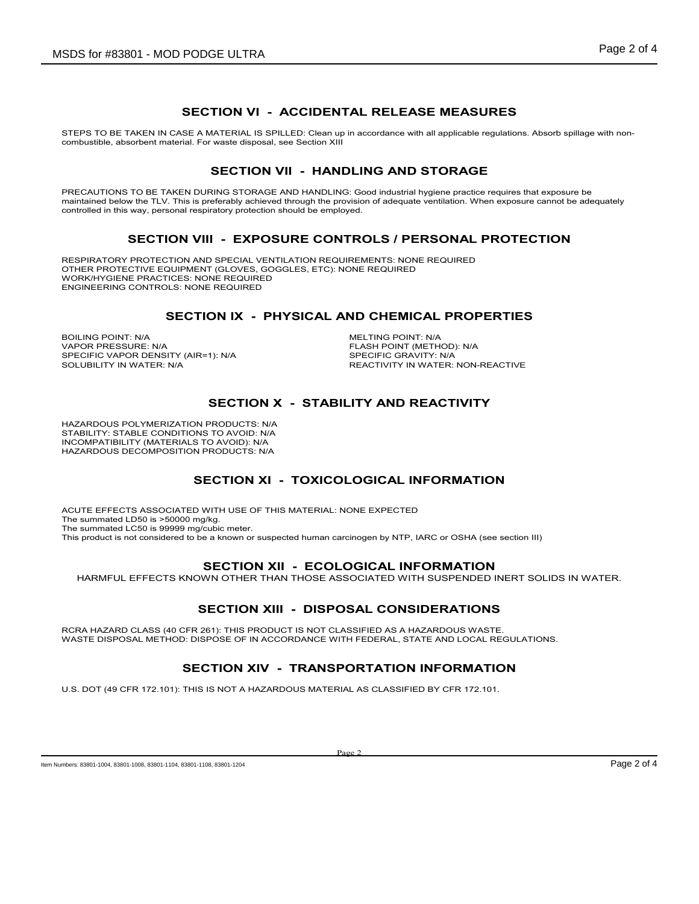## SECTION VI - ACCIDENTAL RELEASE MEASURES

STEPS TO BE TAKEN IN CASE A MATERIAL IS SPILLED: Clean up in accordance with all applicable regulations. Absorb spillage with non-combustible, absorbent material. For waste disposal, see Section XIII

## SECTION VII - HANDLING AND STORAGE

PRECAUTIONS TO BE TAKEN DURING STORAGE AND HANDLING: Good industrial hygiene practice requires that exposure be maintained below the TLV. This is preferably achieved through the provision of adequate ventilation. When exposure cannot be adequately controlled in this way, personal respiratory protection should be employed.

## SECTION VIII - EXPOSURE CONTROLS / PERSONAL PROTECTION

RESPIRATORY PROTECTION AND SPECIAL VENTILATION REQUIREMENTS: NONE REQUIRED
OTHER PROTECTIVE EQUIPMENT (GLOVES, GOGGLES, ETC): NONE REQUIRED
WORK/HYGIENE PRACTICES: NONE REQUIRED
ENGINEERING CONTROLS: NONE REQUIRED

## SECTION IX - PHYSICAL AND CHEMICAL PROPERTIES

BOILING POINT: N/A
VAPOR PRESSURE: N/A
SPECIFIC VAPOR DENSITY (AIR=1): N/A
SOLUBILITY IN WATER: N/A
MELTING POINT: N/A
FLASH POINT (METHOD): N/A
SPECIFIC GRAVITY: N/A
REACTIVITY IN WATER: NON-REACTIVE

## SECTION X - STABILITY AND REACTIVITY

HAZARDOUS POLYMERIZATION PRODUCTS: N/A
STABILITY: STABLE CONDITIONS TO AVOID: N/A
INCOMPATIBILITY (MATERIALS TO AVOID): N/A
HAZARDOUS DECOMPOSITION PRODUCTS: N/A

## SECTION XI - TOXICOLOGICAL INFORMATION

ACUTE EFFECTS ASSOCIATED WITH USE OF THIS MATERIAL: NONE EXPECTED
The summated LD50 is >50000 mg/kg.
The summated LC50 is 99999 mg/cubic meter.
This product is not considered to be a known or suspected human carcinogen by NTP, IARC or OSHA (see section III)

## SECTION XII - ECOLOGICAL INFORMATION

HARMFUL EFFECTS KNOWN OTHER THAN THOSE ASSOCIATED WITH SUSPENDED INERT SOLIDS IN WATER.

## SECTION XIII - DISPOSAL CONSIDERATIONS

RCRA HAZARD CLASS (40 CFR 261): THIS PRODUCT IS NOT CLASSIFIED AS A HAZARDOUS WASTE.
WASTE DISPOSAL METHOD: DISPOSE OF IN ACCORDANCE WITH FEDERAL, STATE AND LOCAL REGULATIONS.

## SECTION XIV - TRANSPORTATION INFORMATION

U.S. DOT (49 CFR 172.101): THIS IS NOT A HAZARDOUS MATERIAL AS CLASSIFIED BY CFR 172.101.

Item Numbers: 83801-1004, 83801-1008, 83801-1104, 83801-1108, 83801-1204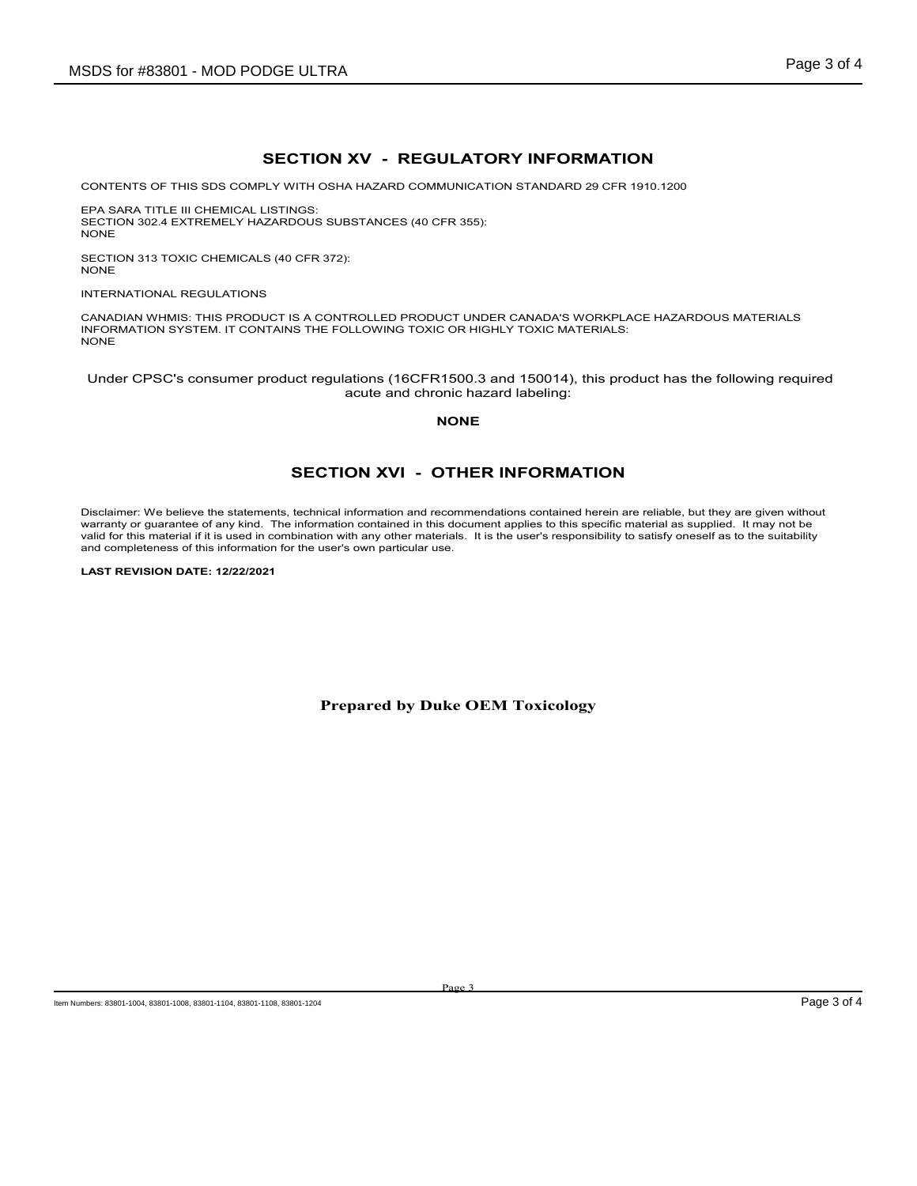## SECTION XV - REGULATORY INFORMATION

CONTENTS OF THIS SDS COMPLY WITH OSHA HAZARD COMMUNICATION STANDARD 29 CFR 1910.1200

EPA SARA TITLE III CHEMICAL LISTINGS:
SECTION 302.4 EXTREMELY HAZARDOUS SUBSTANCES (40 CFR 355):
NONE

SECTION 313 TOXIC CHEMICALS (40 CFR 372):
NONE

INTERNATIONAL REGULATIONS

CANADIAN WHMIS: THIS PRODUCT IS A CONTROLLED PRODUCT UNDER CANADA'S WORKPLACE HAZARDOUS MATERIALS INFORMATION SYSTEM. IT CONTAINS THE FOLLOWING TOXIC OR HIGHLY TOXIC MATERIALS:
NONE

Under CPSC's consumer product regulations (16CFR1500.3 and 150014), this product has the following required acute and chronic hazard labeling:

**NONE**

## SECTION XVI - OTHER INFORMATION

Disclaimer: We believe the statements, technical information and recommendations contained herein are reliable, but they are given without warranty or guarantee of any kind. The information contained in this document applies to this specific material as supplied. It may not be valid for this material if it is used in combination with any other materials. It is the user's responsibility to satisfy oneself as to the suitability and completeness of this information for the user's own particular use.

**LAST REVISION DATE: 12/22/2021**

**Prepared by Duke OEM Toxicology**

Item Numbers: 83801-1004, 83801-1008, 83801-1104, 83801-1108, 83801-1204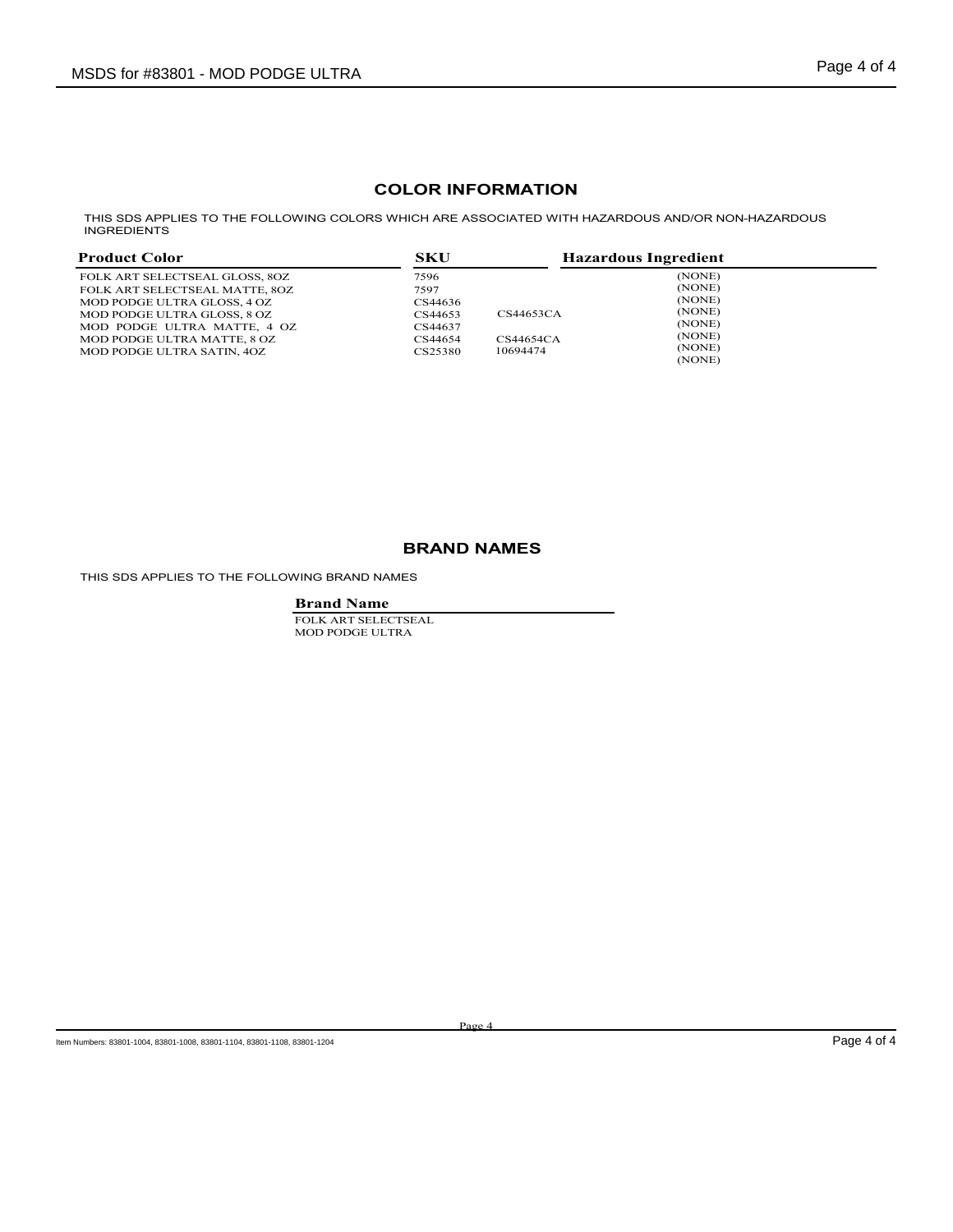## COLOR INFORMATION

THIS SDS APPLIES TO THE FOLLOWING COLORS WHICH ARE ASSOCIATED WITH HAZARDOUS AND/OR NON-HAZARDOUS INGREDIENTS

| Product Color | SKU | | Hazardous Ingredient |
|---|---|---|---|
| FOLK ART SELECTSEAL GLOSS, 8OZ | 7596 | | (NONE) |
| FOLK ART SELECTSEAL MATTE, 8OZ | 7597 | | (NONE) |
| MOD PODGE ULTRA GLOSS, 4 OZ | CS44636 | | (NONE) |
| MOD PODGE ULTRA GLOSS, 8 OZ | CS44653 | CS44653CA | (NONE) |
| MOD PODGE ULTRA MATTE, 4 OZ | CS44637 | | (NONE) |
| MOD PODGE ULTRA MATTE, 8 OZ | CS44654 | CS44654CA | (NONE) |
| MOD PODGE ULTRA SATIN, 4OZ | CS25380 | 10694474 | (NONE) |
| | | | (NONE) |

## BRAND NAMES

THIS SDS APPLIES TO THE FOLLOWING BRAND NAMES

| Brand Name |
|---|
| FOLK ART SELECTSEAL |
| MOD PODGE ULTRA |